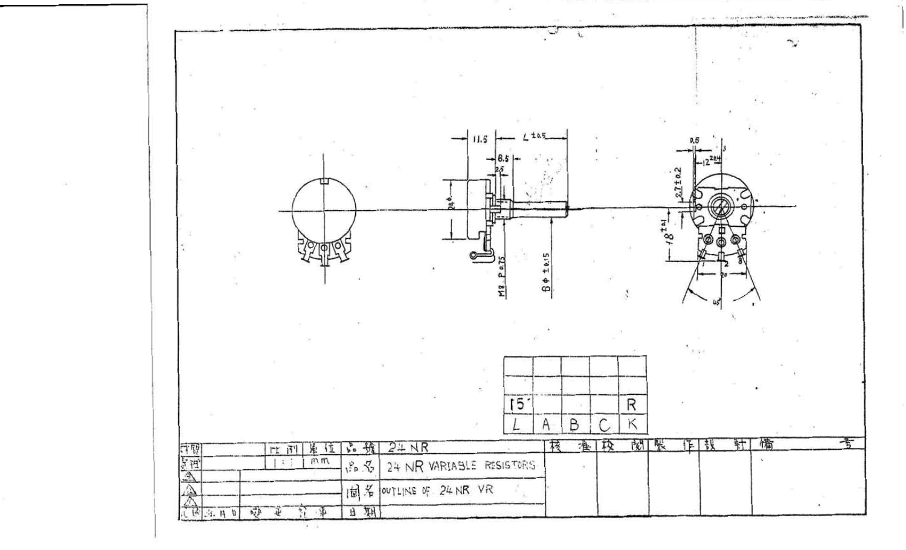11.5

$L^{\pm 0.5}$

8.5

2.5

24φ

M8 P0.75

6φ ±0.15

0.5

$12^{\pm 0.4}$

2.7±0.2

$18^{\pm 1}$

1 2 3

20

45°

| | | | | |
|---|---|---|---|---|
| | | | | |
| | | | | |
| 15 | | | | R |
| L | A | B | C | K |

| 材質 | | 比例 | 單位 | 品號 | 24 NR |
|---|---|---|---|---|---|
| 處理 | | 1:1 | mm | 品名 | 24 NR VARIABLE RESISTORS |
| | | | | 圖名 | OUTLINE OF 24 NR VR |
| | 年月日 | 變更記事 | | 日期 | |

| 核准 | 校閱 | 製作 | 設計 | 備考 |
|---|---|---|---|---|
| | | | | |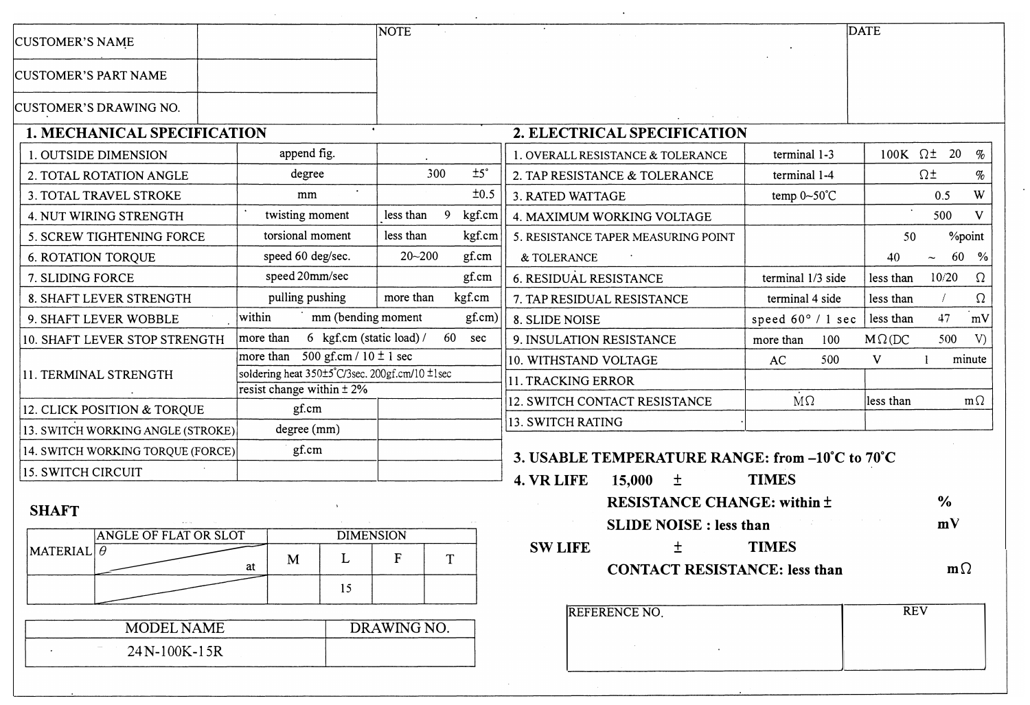| CUSTOMER'S NAME | | NOTE | DATE |
|---|---|---|---|
| CUSTOMER'S PART NAME | | | |
| CUSTOMER'S DRAWING NO. | | | |

## 1. MECHANICAL SPECIFICATION

| | | |
|---|---|---|
| 1. OUTSIDE DIMENSION | append fig. | |
| 2. TOTAL ROTATION ANGLE | degree | 300 ±5° |
| 3. TOTAL TRAVEL STROKE | mm | ±0.5 |
| 4. NUT WIRING STRENGTH | twisting moment | less than 9 kgf.cm |
| 5. SCREW TIGHTENING FORCE | torsional moment | less than kgf.cm |
| 6. ROTATION TORQUE | speed 60 deg/sec. | 20~200 gf.cm |
| 7. SLIDING FORCE | speed 20mm/sec | gf.cm |
| 8. SHAFT LEVER STRENGTH | pulling pushing | more than kgf.cm |
| 9. SHAFT LEVER WOBBLE | within mm (bending moment gf.cm) | |
| 10. SHAFT LEVER STOP STRENGTH | more than 6 kgf.cm (static load) / 60 sec | |
| 11. TERMINAL STRENGTH | more than 500 gf.cm / 10 ± 1 sec<br>soldering heat 350±5°C/3sec. 200gf.cm/10 ±1sec<br>resist change within ± 2% | |
| 12. CLICK POSITION & TORQUE | gf.cm | |
| 13. SWITCH WORKING ANGLE (STROKE) | degree (mm) | |
| 14. SWITCH WORKING TORQUE (FORCE) | gf.cm | |
| 15. SWITCH CIRCUIT | | |

## 2. ELECTRICAL SPECIFICATION

| | | |
|---|---|---|
| 1. OVERALL RESISTANCE & TOLERANCE | terminal 1-3 | 100K Ω± 20 % |
| 2. TAP RESISTANCE & TOLERANCE | terminal 1-4 | Ω± % |
| 3. RATED WATTAGE | temp 0~50°C | 0.5 W |
| 4. MAXIMUM WORKING VOLTAGE | | 500 V |
| 5. RESISTANCE TAPER MEASURING POINT & TOLERANCE | | 50 %point<br>40 ~ 60 % |
| 6. RESIDUAL RESISTANCE | terminal 1/3 side | less than 10/20 Ω |
| 7. TAP RESIDUAL RESISTANCE | terminal 4 side | less than / Ω |
| 8. SLIDE NOISE | speed 60° / 1 sec | less than 47 mV |
| 9. INSULATION RESISTANCE | more than 100 | MΩ (DC 500 V) |
| 10. WITHSTAND VOLTAGE | AC 500 V | 1 minute |
| 11. TRACKING ERROR | | |
| 12. SWITCH CONTACT RESISTANCE | MΩ | less than mΩ |
| 13. SWITCH RATING | | |

**3. USABLE TEMPERATURE RANGE: from –10°C to 70°C**

**4. VR LIFE 15,000 ± TIMES**

**RESISTANCE CHANGE: within ± %**

**SLIDE NOISE : less than mV**

**SW LIFE ± TIMES**

**CONTACT RESISTANCE: less than mΩ**

### SHAFT

| MATERIAL | ANGLE OF FLAT OR SLOT θ at | DIMENSION M | L | F | T |
|---|---|---|---|---|---|
| | | | 15 | | |

| MODEL NAME | DRAWING NO. |
|---|---|
| 24N-100K-15R | |

| REFERENCE NO. | REV |
|---|---|
| | |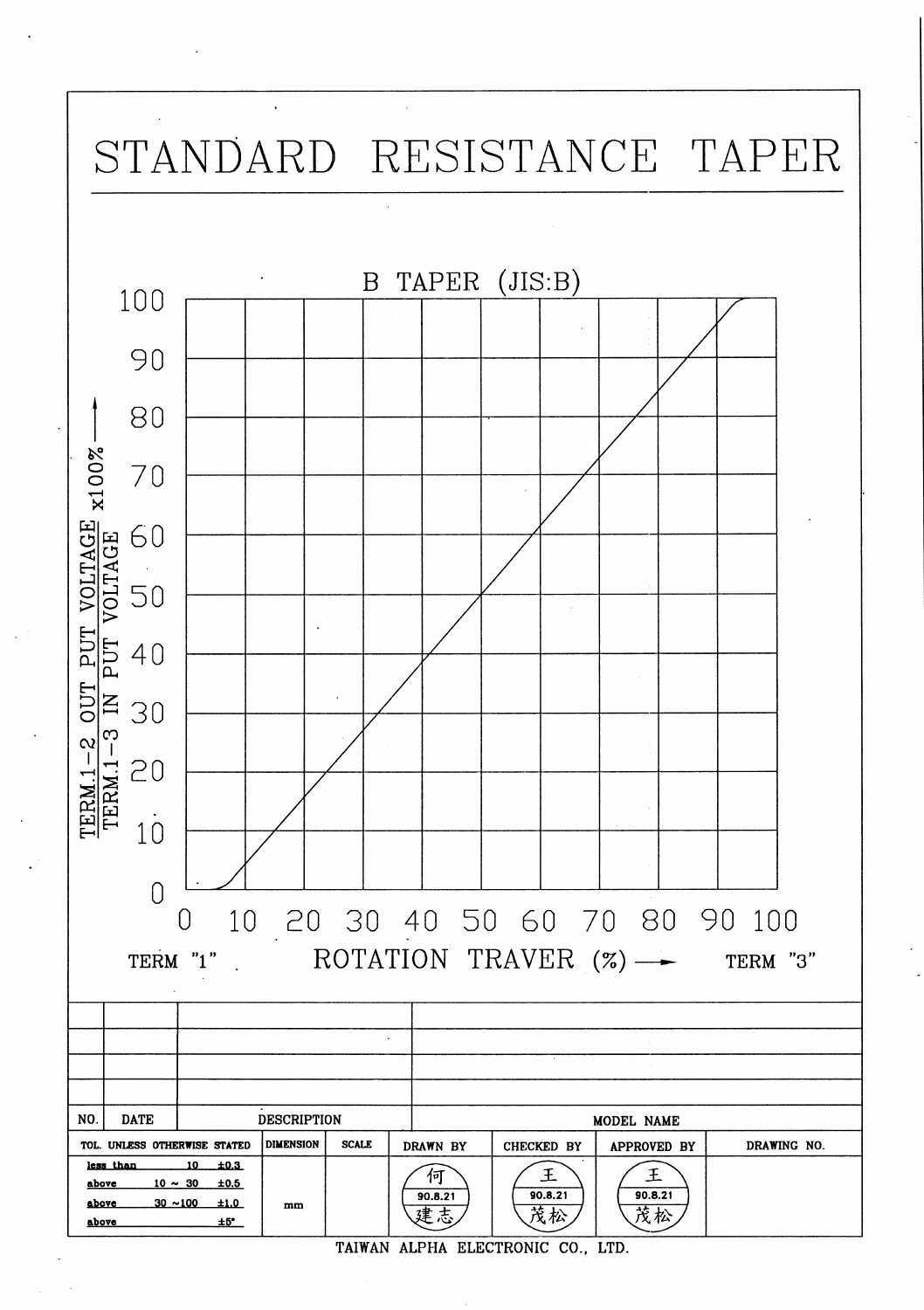# STANDARD RESISTANCE TAPER

B TAPER (JIS:B)

$\frac{\text{TERM.1-2 OUT PUT VOLTAGE}}{\text{TERM.1-3 IN PUT VOLTAGE}} \times 100\%$

100
90
80
70
60
50
40
30
20
10
0

0 10 20 30 40 50 60 70 80 90 100

TERM "1" ROTATION TRAVER (%) ⟶ TERM "3"

| NO. | DATE | DESCRIPTION | MODEL NAME |
|---|---|---|---|
| | | | |
| | | | |
| | | | |
| | | | |

| TOL. UNLESS OTHERWISE STATED | DIMENSION | SCALE | DRAWN BY | CHECKED BY | APPROVED BY | DRAWING NO. |
|---|---|---|---|---|---|---|
| less than 10 ±0.3<br>above 10 ~ 30 ±0.5<br>above 30 ~100 ±1.0<br>above ±6° | mm | | 何 90.8.21 建志 | 王 90.8.21 茂松 | 王 90.8.21 茂松 | |

TAIWAN ALPHA ELECTRONIC CO., LTD.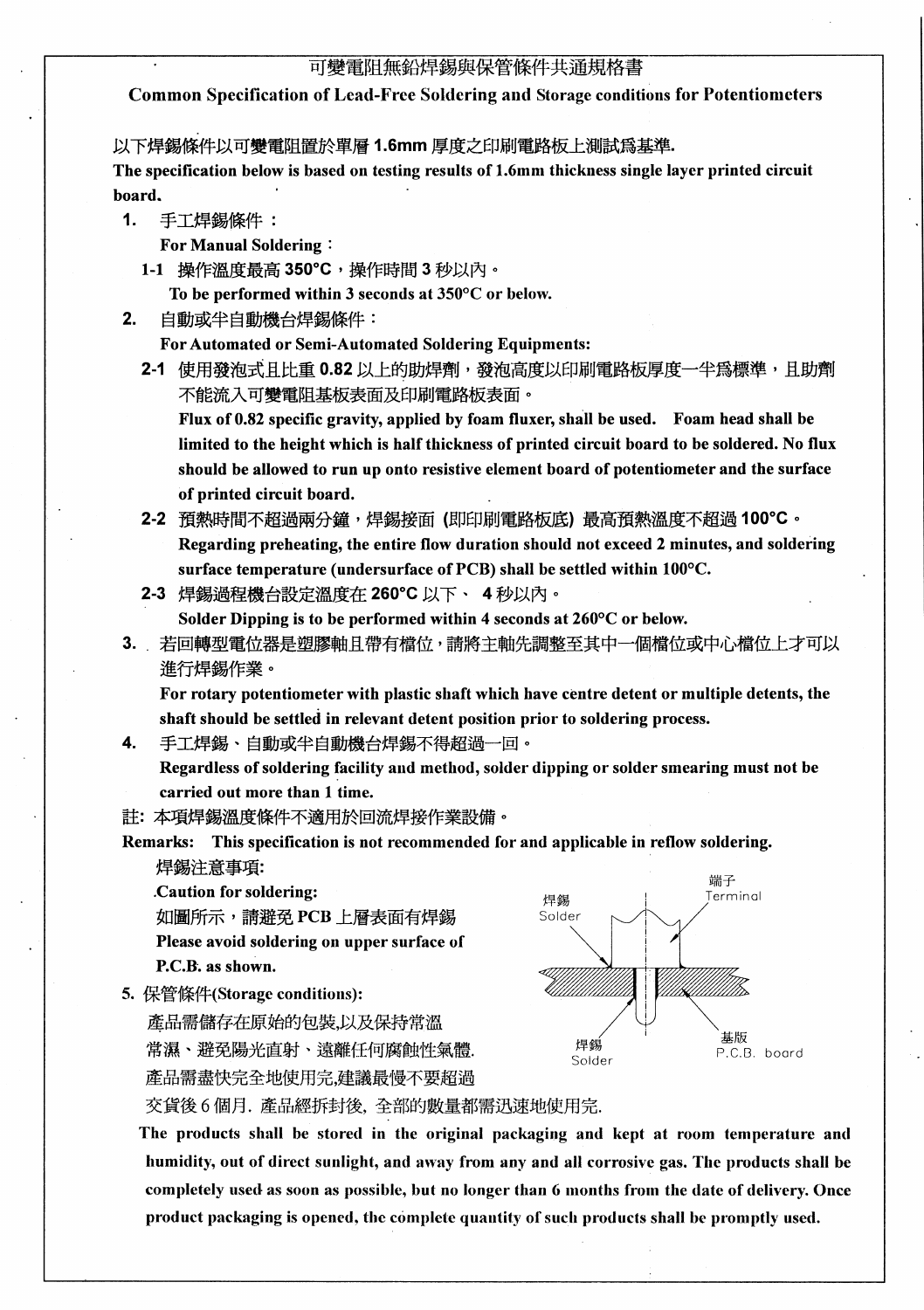# 可變電阻無鉛焊錫與保管條件共通規格書

# Common Specification of Lead-Free Soldering and Storage conditions for Potentiometers

以下焊錫條件以可變電阻置於單層 **1.6mm** 厚度之印刷電路板上測試爲基準.

**The specification below is based on testing results of 1.6mm thickness single layer printed circuit board.**

1. 手工焊錫條件：

   **For Manual Soldering**：

   1-1 操作溫度最高 **350°C**，操作時間 **3** 秒以內。

   **To be performed within 3 seconds at 350°C or below.**

2. 自動或半自動機台焊錫條件：

   **For Automated or Semi-Automated Soldering Equipments:**

   2-1 使用發泡式且比重 **0.82** 以上的助焊劑，發泡高度以印刷電路板厚度一半爲標準，且助劑不能流入可變電阻基板表面及印刷電路板表面。

   **Flux of 0.82 specific gravity, applied by foam fluxer, shall be used. Foam head shall be limited to the height which is half thickness of printed circuit board to be soldered. No flux should be allowed to run up onto resistive element board of potentiometer and the surface of printed circuit board.**

   2-2 預熱時間不超過兩分鐘，焊錫接面 (即印刷電路板底) 最高預熱溫度不超過 **100°C**。

   **Regarding preheating, the entire flow duration should not exceed 2 minutes, and soldering surface temperature (undersurface of PCB) shall be settled within 100°C.**

   2-3 焊錫過程機台設定溫度在 **260°C** 以下、 **4** 秒以內。

   **Solder Dipping is to be performed within 4 seconds at 260°C or below.**

3. 若回轉型電位器是塑膠軸且帶有檔位，請將主軸先調整至其中一個檔位或中心檔位上才可以進行焊錫作業。

   **For rotary potentiometer with plastic shaft which have centre detent or multiple detents, the shaft should be settled in relevant detent position prior to soldering process.**

4. 手工焊錫、自動或半自動機台焊錫不得超過一回。

   **Regardless of soldering facility and method, solder dipping or solder smearing must not be carried out more than 1 time.**

註: 本項焊錫溫度條件不適用於回流焊接作業設備。

**Remarks: This specification is not recommended for and applicable in reflow soldering.**

焊錫注意事項:

**Caution for soldering:**

如圖所示，請避免 **PCB** 上層表面有焊錫

**Please avoid soldering on upper surface of P.C.B. as shown.**

焊錫
Solder

端子
Terminal

焊錫
Solder

基版
P.C.B. board

5. 保管條件(**Storage conditions**):

   產品需儲存在原始的包裝,以及保持常溫常濕、避免陽光直射、遠離任何腐蝕性氣體.
   產品需盡快完全地使用完,建議最慢不要超過交貨後 6 個月. 產品經拆封後, 全部的數量都需迅速地使用完.

   **The products shall be stored in the original packaging and kept at room temperature and humidity, out of direct sunlight, and away from any and all corrosive gas. The products shall be completely used as soon as possible, but no longer than 6 months from the date of delivery. Once product packaging is opened, the complete quantity of such products shall be promptly used.**